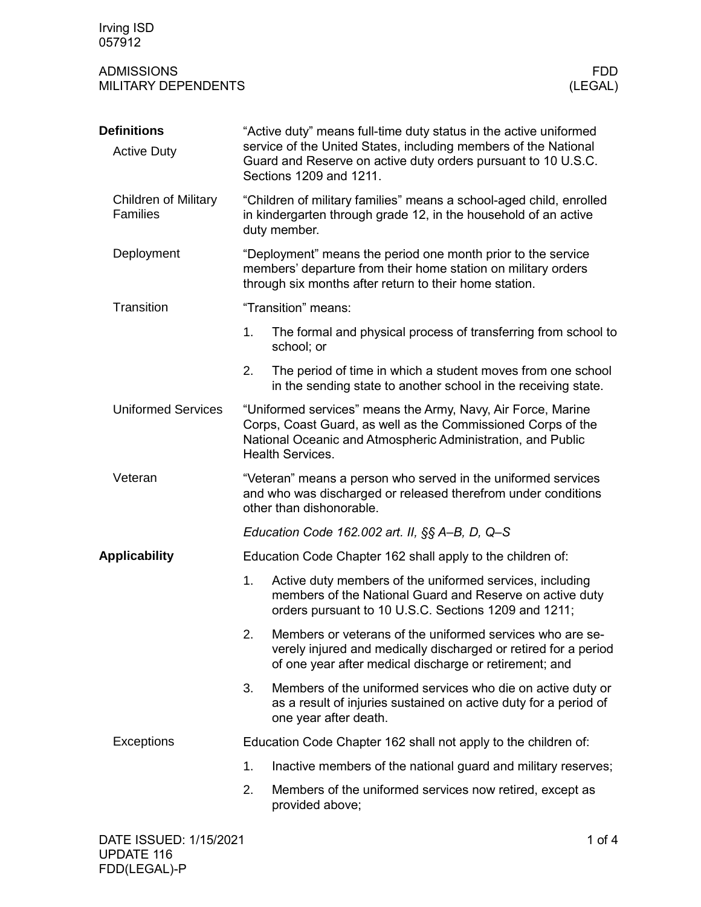Irving ISD
057912

ADMISSIONS
MILITARY DEPENDENTS

FDD
(LEGAL)

## Definitions

### Active Duty

"Active duty" means full-time duty status in the active uniformed service of the United States, including members of the National Guard and Reserve on active duty orders pursuant to 10 U.S.C. Sections 1209 and 1211.

### Children of Military Families

"Children of military families" means a school-aged child, enrolled in kindergarten through grade 12, in the household of an active duty member.

### Deployment

"Deployment" means the period one month prior to the service members' departure from their home station on military orders through six months after return to their home station.

### Transition

"Transition" means:

1. The formal and physical process of transferring from school to school; or
2. The period of time in which a student moves from one school in the sending state to another school in the receiving state.

### Uniformed Services

"Uniformed services" means the Army, Navy, Air Force, Marine Corps, Coast Guard, as well as the Commissioned Corps of the National Oceanic and Atmospheric Administration, and Public Health Services.

### Veteran

"Veteran" means a person who served in the uniformed services and who was discharged or released therefrom under conditions other than dishonorable.

*Education Code 162.002 art. II, §§ A–B, D, Q–S*

## Applicability

Education Code Chapter 162 shall apply to the children of:

1. Active duty members of the uniformed services, including members of the National Guard and Reserve on active duty orders pursuant to 10 U.S.C. Sections 1209 and 1211;
2. Members or veterans of the uniformed services who are severely injured and medically discharged or retired for a period of one year after medical discharge or retirement; and
3. Members of the uniformed services who die on active duty or as a result of injuries sustained on active duty for a period of one year after death.

### Exceptions

Education Code Chapter 162 shall not apply to the children of:

1. Inactive members of the national guard and military reserves;
2. Members of the uniformed services now retired, except as provided above;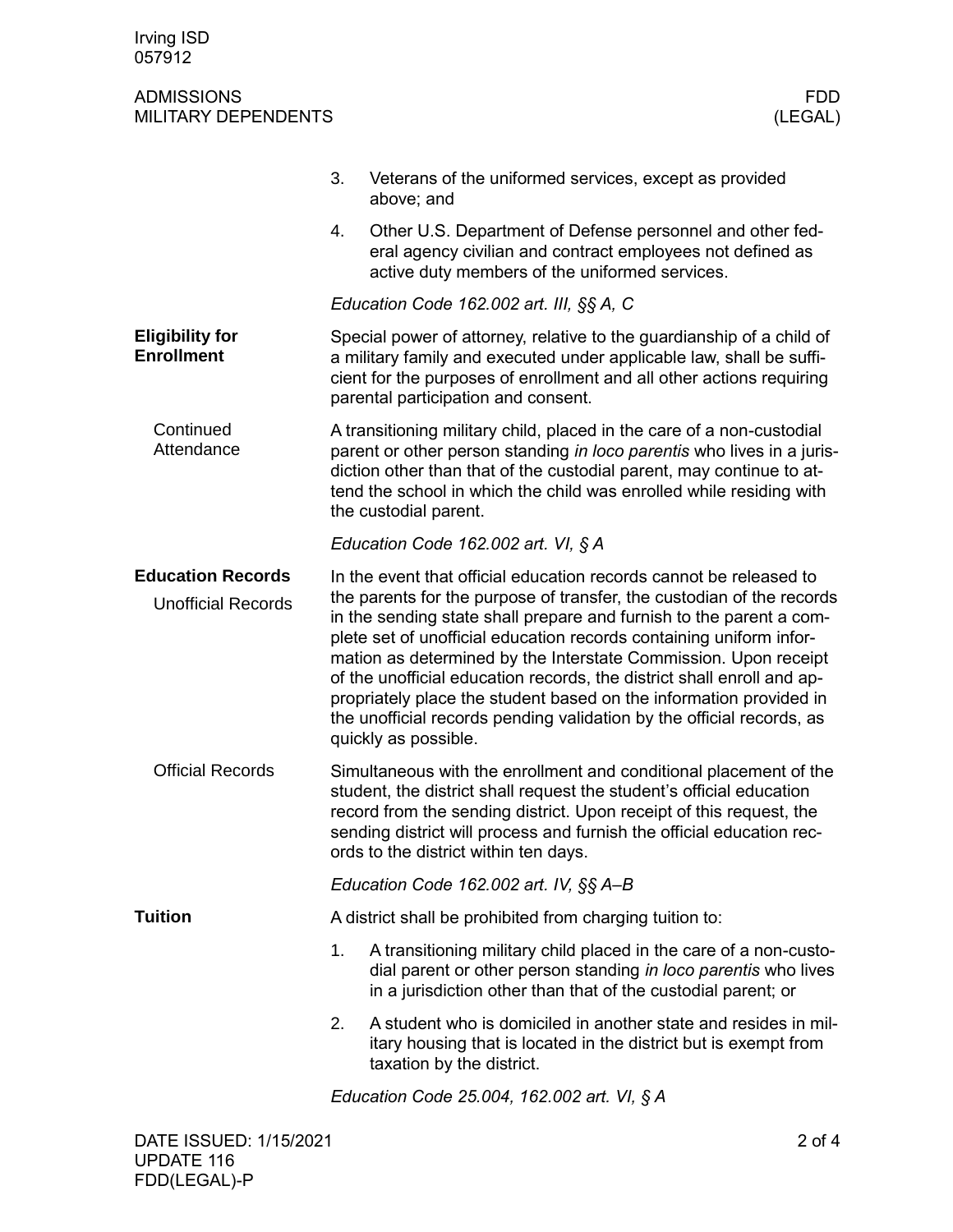3. Veterans of the uniformed services, except as provided above; and
4. Other U.S. Department of Defense personnel and other federal agency civilian and contract employees not defined as active duty members of the uniformed services.

*Education Code 162.002 art. III, §§ A, C*

## Eligibility for Enrollment

Special power of attorney, relative to the guardianship of a child of a military family and executed under applicable law, shall be sufficient for the purposes of enrollment and all other actions requiring parental participation and consent.

### Continued Attendance

A transitioning military child, placed in the care of a non-custodial parent or other person standing *in loco parentis* who lives in a jurisdiction other than that of the custodial parent, may continue to attend the school in which the child was enrolled while residing with the custodial parent.

*Education Code 162.002 art. VI, § A*

## Education Records

### Unofficial Records

In the event that official education records cannot be released to the parents for the purpose of transfer, the custodian of the records in the sending state shall prepare and furnish to the parent a complete set of unofficial education records containing uniform information as determined by the Interstate Commission. Upon receipt of the unofficial education records, the district shall enroll and appropriately place the student based on the information provided in the unofficial records pending validation by the official records, as quickly as possible.

### Official Records

Simultaneous with the enrollment and conditional placement of the student, the district shall request the student's official education record from the sending district. Upon receipt of this request, the sending district will process and furnish the official education records to the district within ten days.

*Education Code 162.002 art. IV, §§ A–B*

## Tuition

A district shall be prohibited from charging tuition to:

1. A transitioning military child placed in the care of a non-custodial parent or other person standing *in loco parentis* who lives in a jurisdiction other than that of the custodial parent; or
2. A student who is domiciled in another state and resides in military housing that is located in the district but is exempt from taxation by the district.

*Education Code 25.004, 162.002 art. VI, § A*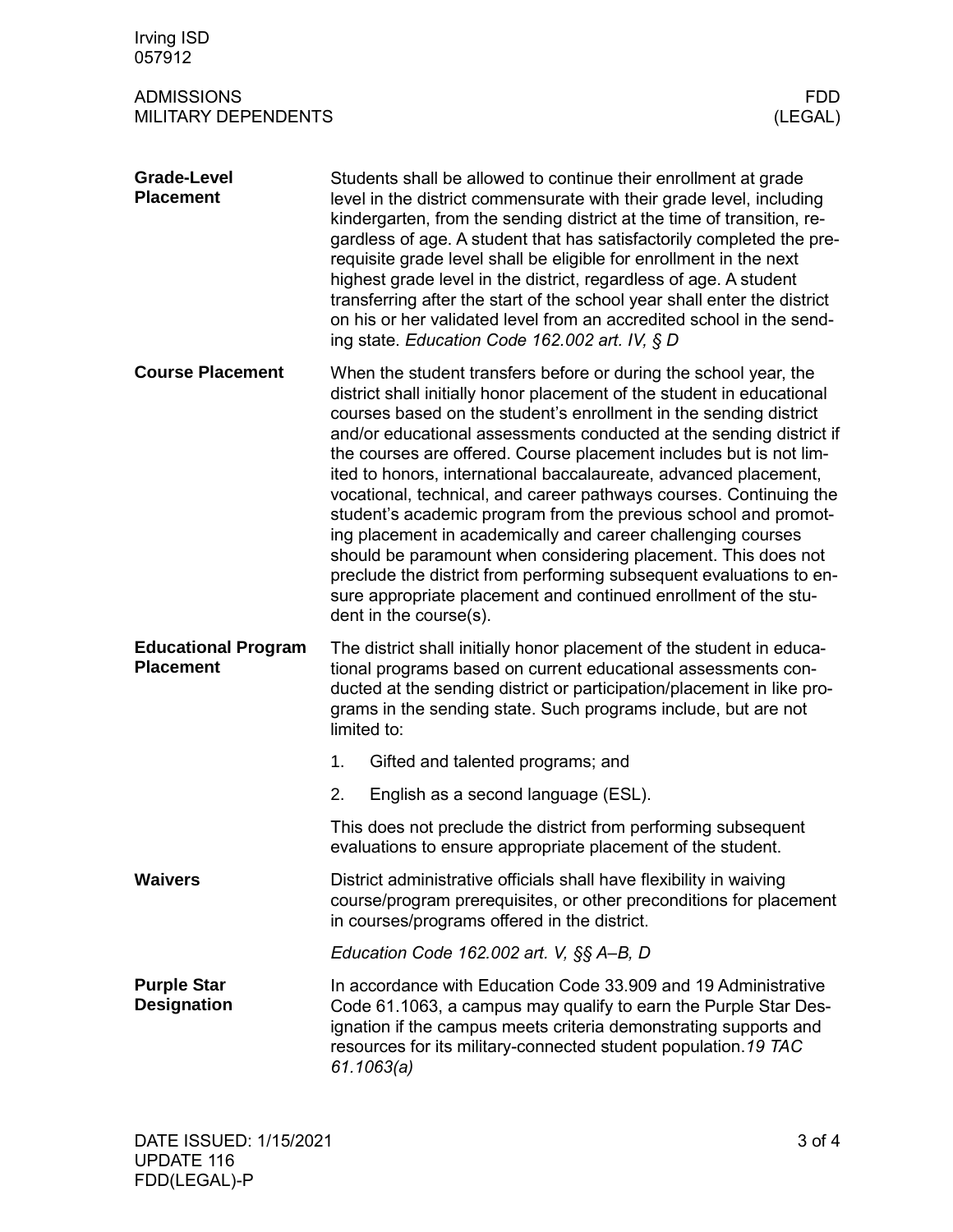## Grade-Level Placement

Students shall be allowed to continue their enrollment at grade level in the district commensurate with their grade level, including kindergarten, from the sending district at the time of transition, regardless of age. A student that has satisfactorily completed the prerequisite grade level shall be eligible for enrollment in the next highest grade level in the district, regardless of age. A student transferring after the start of the school year shall enter the district on his or her validated level from an accredited school in the sending state. *Education Code 162.002 art. IV, § D*

## Course Placement

When the student transfers before or during the school year, the district shall initially honor placement of the student in educational courses based on the student's enrollment in the sending district and/or educational assessments conducted at the sending district if the courses are offered. Course placement includes but is not limited to honors, international baccalaureate, advanced placement, vocational, technical, and career pathways courses. Continuing the student's academic program from the previous school and promoting placement in academically and career challenging courses should be paramount when considering placement. This does not preclude the district from performing subsequent evaluations to ensure appropriate placement and continued enrollment of the student in the course(s).

## Educational Program Placement

The district shall initially honor placement of the student in educational programs based on current educational assessments conducted at the sending district or participation/placement in like programs in the sending state. Such programs include, but are not limited to:

1. Gifted and talented programs; and
2. English as a second language (ESL).

This does not preclude the district from performing subsequent evaluations to ensure appropriate placement of the student.

## Waivers

District administrative officials shall have flexibility in waiving course/program prerequisites, or other preconditions for placement in courses/programs offered in the district.

*Education Code 162.002 art. V, §§ A–B, D*

## Purple Star Designation

In accordance with Education Code 33.909 and 19 Administrative Code 61.1063, a campus may qualify to earn the Purple Star Designation if the campus meets criteria demonstrating supports and resources for its military-connected student population. *19 TAC 61.1063(a)*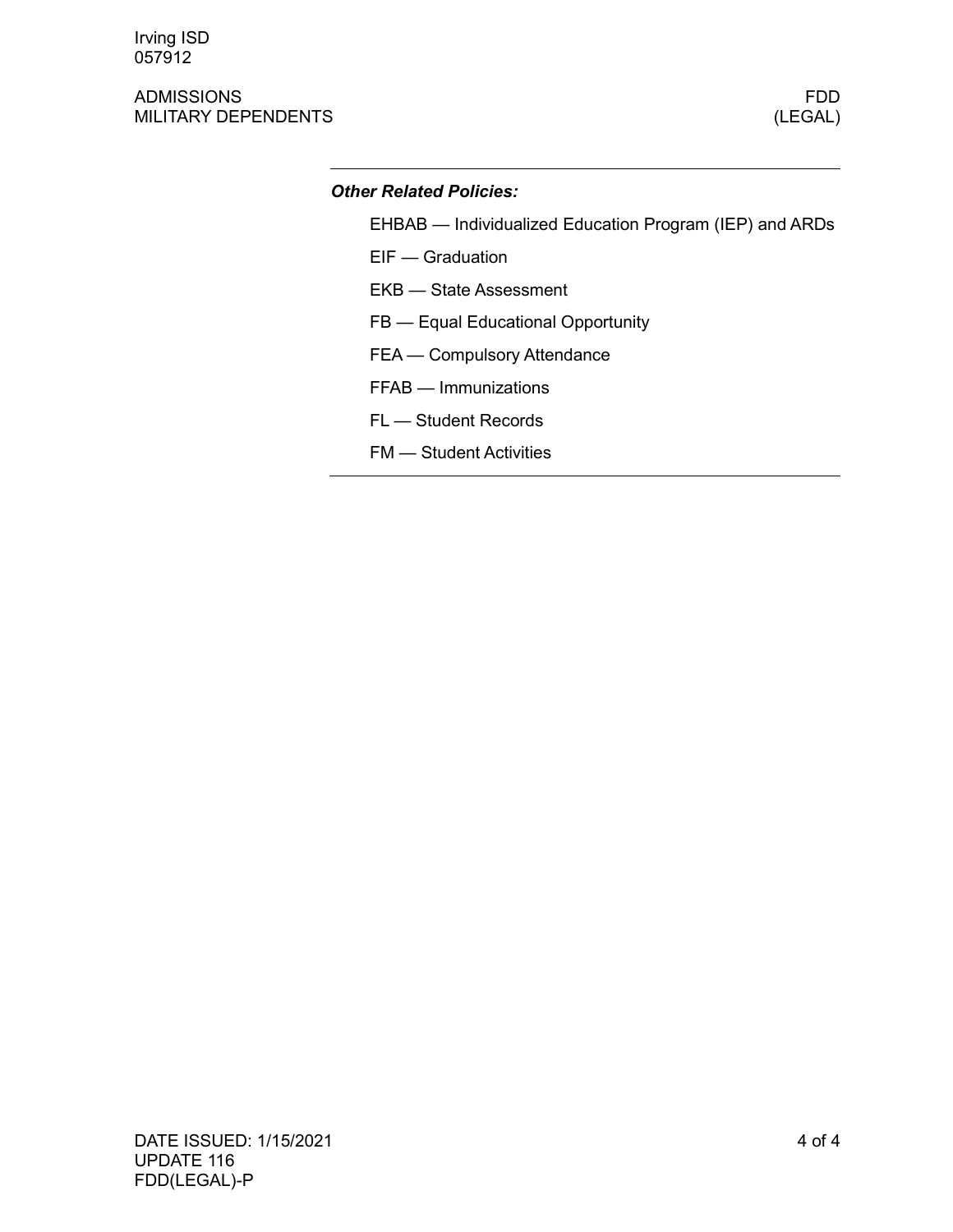***Other Related Policies:***

EHBAB — Individualized Education Program (IEP) and ARDs

EIF — Graduation

EKB — State Assessment

FB — Equal Educational Opportunity

FEA — Compulsory Attendance

FFAB — Immunizations

FL — Student Records

FM — Student Activities